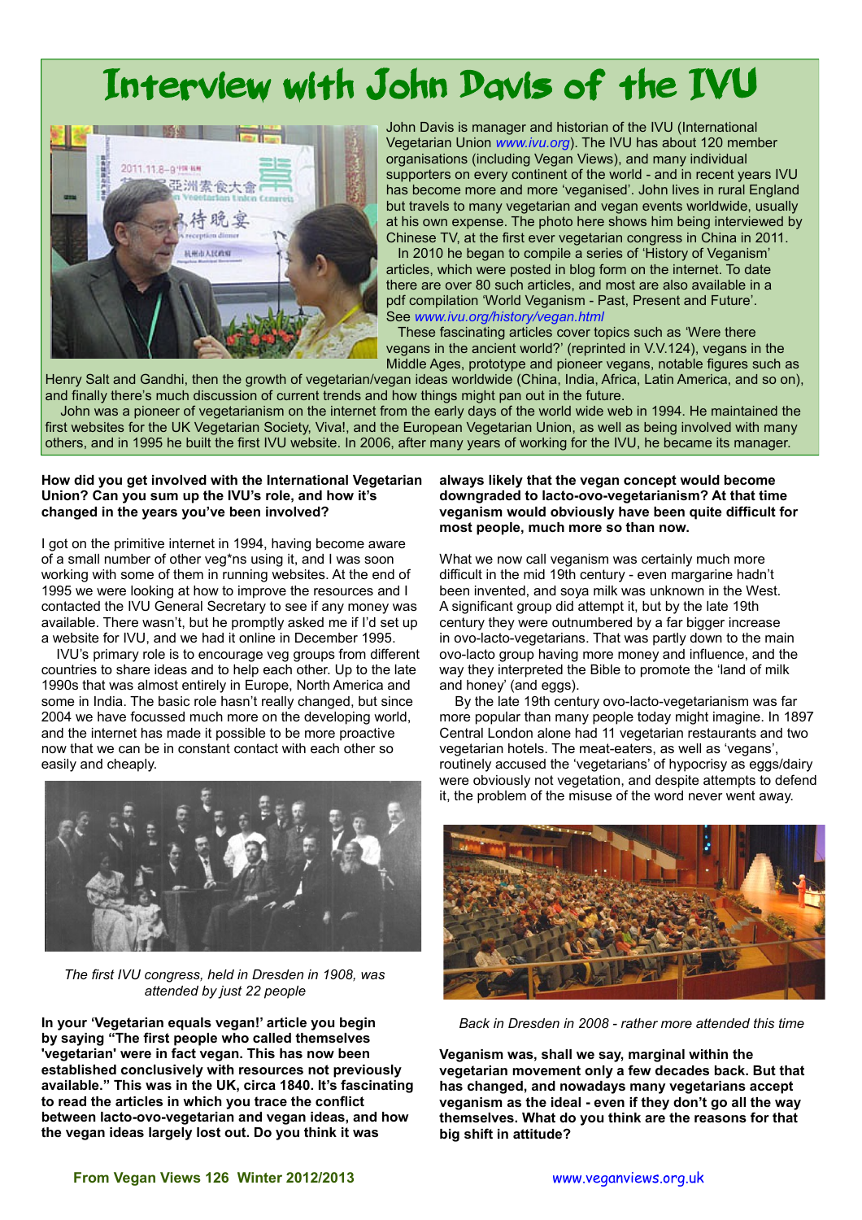# Interview with John Davis of the IVU

John Davis is manager and historian of the IVU (International Vegetarian Union *www.ivu.org*). The IVU has about 120 member organisations (including Vegan Views), and many individual supporters on every continent of the world - and in recent years IVU has become more and more 'veganised'. John lives in rural England but travels to many vegetarian and vegan events worldwide, usually at his own expense. The photo here shows him being interviewed by Chinese TV, at the first ever vegetarian congress in China in 2011.

In 2010 he began to compile a series of 'History of Veganism' articles, which were posted in blog form on the internet. To date there are over 80 such articles, and most are also available in a pdf compilation 'World Veganism - Past, Present and Future'. See *www.ivu.org/history/vegan.html*

These fascinating articles cover topics such as 'Were there vegans in the ancient world?' (reprinted in V.V.124), vegans in the Middle Ages, prototype and pioneer vegans, notable figures such as Henry Salt and Gandhi, then the growth of vegetarian/vegan ideas worldwide (China, India, Africa, Latin America, and so on), and finally there's much discussion of current trends and how things might pan out in the future.

John was a pioneer of vegetarianism on the internet from the early days of the world wide web in 1994. He maintained the first websites for the UK Vegetarian Society, Viva!, and the European Vegetarian Union, as well as being involved with many others, and in 1995 he built the first IVU website. In 2006, after many years of working for the IVU, he became its manager.

**How did you get involved with the International Vegetarian Union? Can you sum up the IVU's role, and how it's changed in the years you've been involved?**

I got on the primitive internet in 1994, having become aware of a small number of other veg*ns using it, and I was soon working with some of them in running websites. At the end of 1995 we were looking at how to improve the resources and I contacted the IVU General Secretary to see if any money was available. There wasn't, but he promptly asked me if I'd set up a website for IVU, and we had it online in December 1995.

IVU's primary role is to encourage veg groups from different countries to share ideas and to help each other. Up to the late 1990s that was almost entirely in Europe, North America and some in India. The basic role hasn't really changed, but since 2004 we have focussed much more on the developing world, and the internet has made it possible to be more proactive now that we can be in constant contact with each other so easily and cheaply.

*The first IVU congress, held in Dresden in 1908, was attended by just 22 people*

**In your 'Vegetarian equals vegan!' article you begin by saying "The first people who called themselves 'vegetarian' were in fact vegan. This has now been established conclusively with resources not previously available." This was in the UK, circa 1840. It's fascinating to read the articles in which you trace the conflict between lacto-ovo-vegetarian and vegan ideas, and how the vegan ideas largely lost out. Do you think it was always likely that the vegan concept would become downgraded to lacto-ovo-vegetarianism? At that time veganism would obviously have been quite difficult for most people, much more so than now.**

What we now call veganism was certainly much more difficult in the mid 19th century - even margarine hadn't been invented, and soya milk was unknown in the West. A significant group did attempt it, but by the late 19th century they were outnumbered by a far bigger increase in ovo-lacto-vegetarians. That was partly down to the main ovo-lacto group having more money and influence, and the way they interpreted the Bible to promote the 'land of milk and honey' (and eggs).

By the late 19th century ovo-lacto-vegetarianism was far more popular than many people today might imagine. In 1897 Central London alone had 11 vegetarian restaurants and two vegetarian hotels. The meat-eaters, as well as 'vegans', routinely accused the 'vegetarians' of hypocrisy as eggs/dairy were obviously not vegetation, and despite attempts to defend it, the problem of the misuse of the word never went away.

*Back in Dresden in 2008 - rather more attended this time*

**Veganism was, shall we say, marginal within the vegetarian movement only a few decades back. But that has changed, and nowadays many vegetarians accept veganism as the ideal - even if they don't go all the way themselves. What do you think are the reasons for that big shift in attitude?**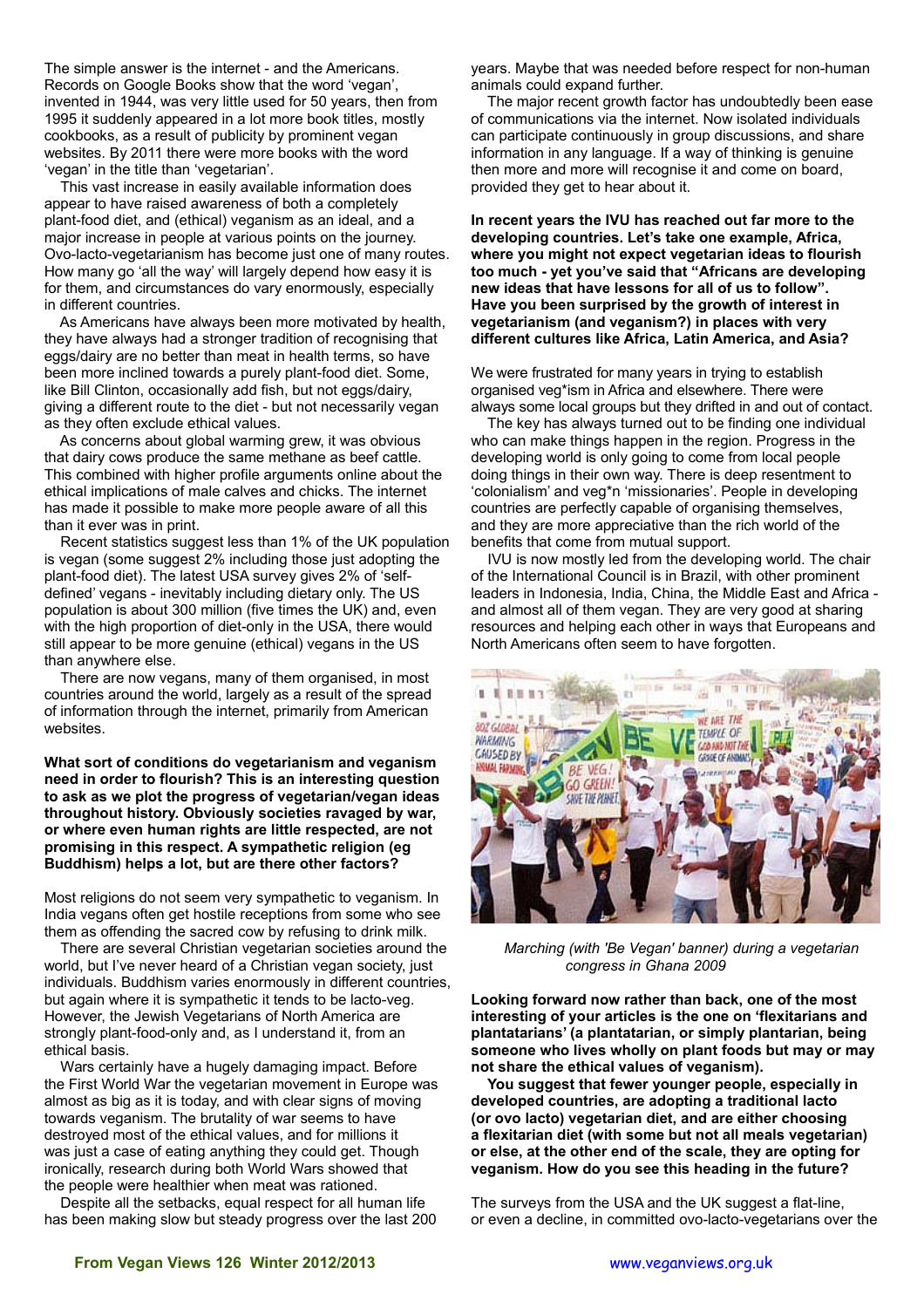The simple answer is the internet - and the Americans. Records on Google Books show that the word 'vegan', invented in 1944, was very little used for 50 years, then from 1995 it suddenly appeared in a lot more book titles, mostly cookbooks, as a result of publicity by prominent vegan websites. By 2011 there were more books with the word 'vegan' in the title than 'vegetarian'.

This vast increase in easily available information does appear to have raised awareness of both a completely plant-food diet, and (ethical) veganism as an ideal, and a major increase in people at various points on the journey. Ovo-lacto-vegetarianism has become just one of many routes. How many go 'all the way' will largely depend how easy it is for them, and circumstances do vary enormously, especially in different countries.

As Americans have always been more motivated by health, they have always had a stronger tradition of recognising that eggs/dairy are no better than meat in health terms, so have been more inclined towards a purely plant-food diet. Some, like Bill Clinton, occasionally add fish, but not eggs/dairy, giving a different route to the diet - but not necessarily vegan as they often exclude ethical values.

As concerns about global warming grew, it was obvious that dairy cows produce the same methane as beef cattle. This combined with higher profile arguments online about the ethical implications of male calves and chicks. The internet has made it possible to make more people aware of all this than it ever was in print.

Recent statistics suggest less than 1% of the UK population is vegan (some suggest 2% including those just adopting the plant-food diet). The latest USA survey gives 2% of 'self-defined' vegans - inevitably including dietary only. The US population is about 300 million (five times the UK) and, even with the high proportion of diet-only in the USA, there would still appear to be more genuine (ethical) vegans in the US than anywhere else.

There are now vegans, many of them organised, in most countries around the world, largely as a result of the spread of information through the internet, primarily from American websites.

**What sort of conditions do vegetarianism and veganism need in order to flourish? This is an interesting question to ask as we plot the progress of vegetarian/vegan ideas throughout history. Obviously societies ravaged by war, or where even human rights are little respected, are not promising in this respect. A sympathetic religion (eg Buddhism) helps a lot, but are there other factors?**

Most religions do not seem very sympathetic to veganism. In India vegans often get hostile receptions from some who see them as offending the sacred cow by refusing to drink milk.

There are several Christian vegetarian societies around the world, but I've never heard of a Christian vegan society, just individuals. Buddhism varies enormously in different countries, but again where it is sympathetic it tends to be lacto-veg. However, the Jewish Vegetarians of North America are strongly plant-food-only and, as I understand it, from an ethical basis.

Wars certainly have a hugely damaging impact. Before the First World War the vegetarian movement in Europe was almost as big as it is today, and with clear signs of moving towards veganism. The brutality of war seems to have destroyed most of the ethical values, and for millions it was just a case of eating anything they could get. Though ironically, research during both World Wars showed that the people were healthier when meat was rationed.

Despite all the setbacks, equal respect for all human life has been making slow but steady progress over the last 200 years. Maybe that was needed before respect for non-human animals could expand further.

The major recent growth factor has undoubtedly been ease of communications via the internet. Now isolated individuals can participate continuously in group discussions, and share information in any language. If a way of thinking is genuine then more and more will recognise it and come on board, provided they get to hear about it.

**In recent years the IVU has reached out far more to the developing countries. Let's take one example, Africa, where you might not expect vegetarian ideas to flourish too much - yet you've said that "Africans are developing new ideas that have lessons for all of us to follow". Have you been surprised by the growth of interest in vegetarianism (and veganism?) in places with very different cultures like Africa, Latin America, and Asia?**

We were frustrated for many years in trying to establish organised veg*ism in Africa and elsewhere. There were always some local groups but they drifted in and out of contact.

The key has always turned out to be finding one individual who can make things happen in the region. Progress in the developing world is only going to come from local people doing things in their own way. There is deep resentment to 'colonialism' and veg*n 'missionaries'. People in developing countries are perfectly capable of organising themselves, and they are more appreciative than the rich world of the benefits that come from mutual support.

IVU is now mostly led from the developing world. The chair of the International Council is in Brazil, with other prominent leaders in Indonesia, India, China, the Middle East and Africa - and almost all of them vegan. They are very good at sharing resources and helping each other in ways that Europeans and North Americans often seem to have forgotten.

*Marching (with 'Be Vegan' banner) during a vegetarian congress in Ghana 2009*

**Looking forward now rather than back, one of the most interesting of your articles is the one on 'flexitarians and plantatarians' (a plantatarian, or simply plantarian, being someone who lives wholly on plant foods but may or may not share the ethical values of veganism).**

**You suggest that fewer younger people, especially in developed countries, are adopting a traditional lacto (or ovo lacto) vegetarian diet, and are either choosing a flexitarian diet (with some but not all meals vegetarian) or else, at the other end of the scale, they are opting for veganism. How do you see this heading in the future?**

The surveys from the USA and the UK suggest a flat-line, or even a decline, in committed ovo-lacto-vegetarians over the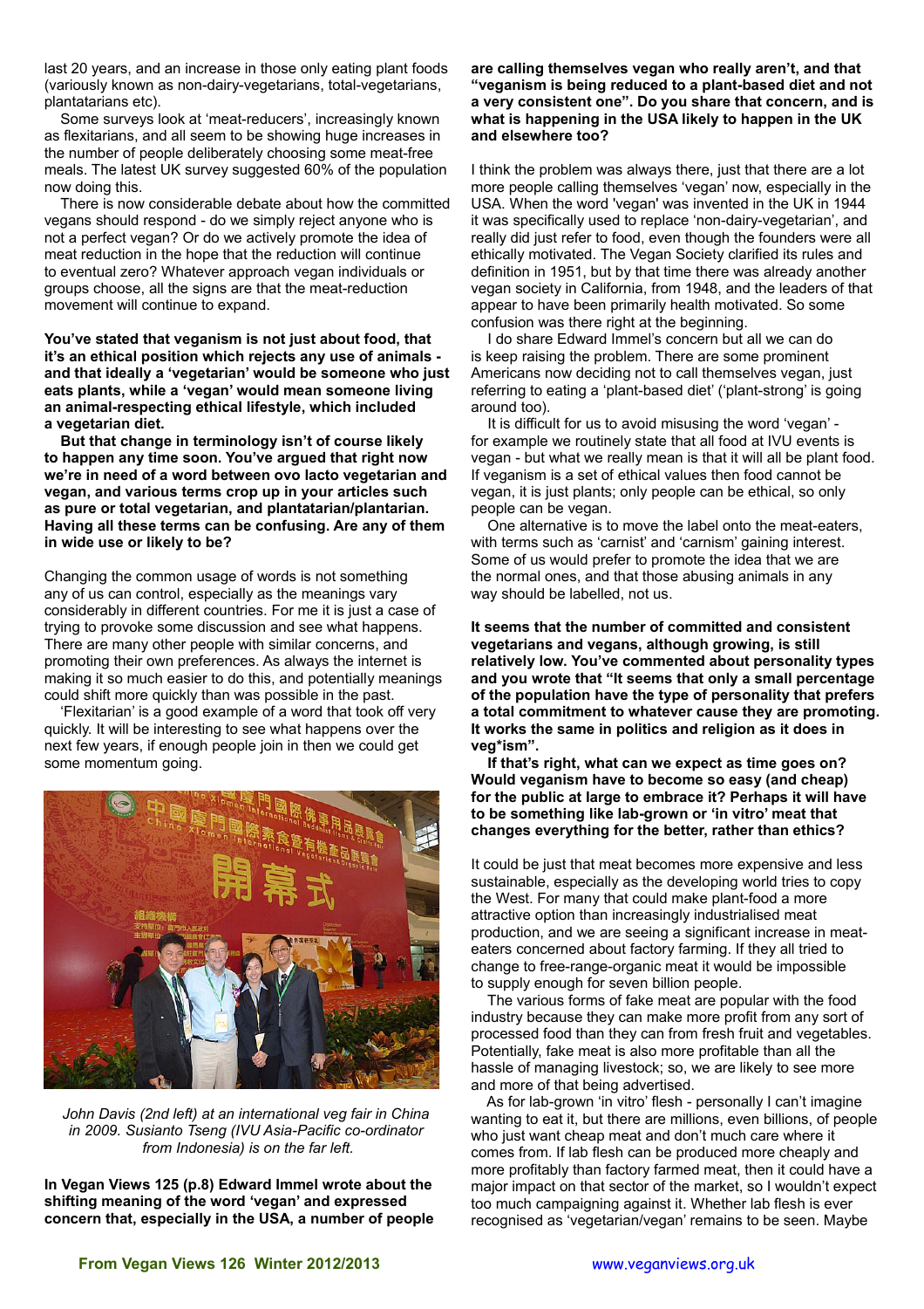last 20 years, and an increase in those only eating plant foods (variously known as non-dairy-vegetarians, total-vegetarians, plantatarians etc).

Some surveys look at 'meat-reducers', increasingly known as flexitarians, and all seem to be showing huge increases in the number of people deliberately choosing some meat-free meals. The latest UK survey suggested 60% of the population now doing this.

There is now considerable debate about how the committed vegans should respond - do we simply reject anyone who is not a perfect vegan? Or do we actively promote the idea of meat reduction in the hope that the reduction will continue to eventual zero? Whatever approach vegan individuals or groups choose, all the signs are that the meat-reduction movement will continue to expand.

**You've stated that veganism is not just about food, that it's an ethical position which rejects any use of animals - and that ideally a 'vegetarian' would be someone who just eats plants, while a 'vegan' would mean someone living an animal-respecting ethical lifestyle, which included a vegetarian diet.**

**But that change in terminology isn't of course likely to happen any time soon. You've argued that right now we're in need of a word between ovo lacto vegetarian and vegan, and various terms crop up in your articles such as pure or total vegetarian, and plantatarian/plantarian. Having all these terms can be confusing. Are any of them in wide use or likely to be?**

Changing the common usage of words is not something any of us can control, especially as the meanings vary considerably in different countries. For me it is just a case of trying to provoke some discussion and see what happens. There are many other people with similar concerns, and promoting their own preferences. As always the internet is making it so much easier to do this, and potentially meanings could shift more quickly than was possible in the past.

'Flexitarian' is a good example of a word that took off very quickly. It will be interesting to see what happens over the next few years, if enough people join in then we could get some momentum going.

*John Davis (2nd left) at an international veg fair in China in 2009. Susianto Tseng (IVU Asia-Pacific co-ordinator from Indonesia) is on the far left.*

**In Vegan Views 125 (p.8) Edward Immel wrote about the shifting meaning of the word 'vegan' and expressed concern that, especially in the USA, a number of people are calling themselves vegan who really aren't, and that "veganism is being reduced to a plant-based diet and not a very consistent one". Do you share that concern, and is what is happening in the USA likely to happen in the UK and elsewhere too?**

I think the problem was always there, just that there are a lot more people calling themselves 'vegan' now, especially in the USA. When the word 'vegan' was invented in the UK in 1944 it was specifically used to replace 'non-dairy-vegetarian', and really did just refer to food, even though the founders were all ethically motivated. The Vegan Society clarified its rules and definition in 1951, but by that time there was already another vegan society in California, from 1948, and the leaders of that appear to have been primarily health motivated. So some confusion was there right at the beginning.

I do share Edward Immel's concern but all we can do is keep raising the problem. There are some prominent Americans now deciding not to call themselves vegan, just referring to eating a 'plant-based diet' ('plant-strong' is going around too).

It is difficult for us to avoid misusing the word 'vegan' - for example we routinely state that all food at IVU events is vegan - but what we really mean is that it will all be plant food. If veganism is a set of ethical values then food cannot be vegan, it is just plants; only people can be ethical, so only people can be vegan.

One alternative is to move the label onto the meat-eaters, with terms such as 'carnist' and 'carnism' gaining interest. Some of us would prefer to promote the idea that we are the normal ones, and that those abusing animals in any way should be labelled, not us.

**It seems that the number of committed and consistent vegetarians and vegans, although growing, is still relatively low. You've commented about personality types and you wrote that "It seems that only a small percentage of the population have the type of personality that prefers a total commitment to whatever cause they are promoting. It works the same in politics and religion as it does in veg*ism".**

**If that's right, what can we expect as time goes on? Would veganism have to become so easy (and cheap) for the public at large to embrace it? Perhaps it will have to be something like lab-grown or 'in vitro' meat that changes everything for the better, rather than ethics?**

It could be just that meat becomes more expensive and less sustainable, especially as the developing world tries to copy the West. For many that could make plant-food a more attractive option than increasingly industrialised meat production, and we are seeing a significant increase in meat-eaters concerned about factory farming. If they all tried to change to free-range-organic meat it would be impossible to supply enough for seven billion people.

The various forms of fake meat are popular with the food industry because they can make more profit from any sort of processed food than they can from fresh fruit and vegetables. Potentially, fake meat is also more profitable than all the hassle of managing livestock; so, we are likely to see more and more of that being advertised.

As for lab-grown 'in vitro' flesh - personally I can't imagine wanting to eat it, but there are millions, even billions, of people who just want cheap meat and don't much care where it comes from. If lab flesh can be produced more cheaply and more profitably than factory farmed meat, then it could have a major impact on that sector of the market, so I wouldn't expect too much campaigning against it. Whether lab flesh is ever recognised as 'vegetarian/vegan' remains to be seen. Maybe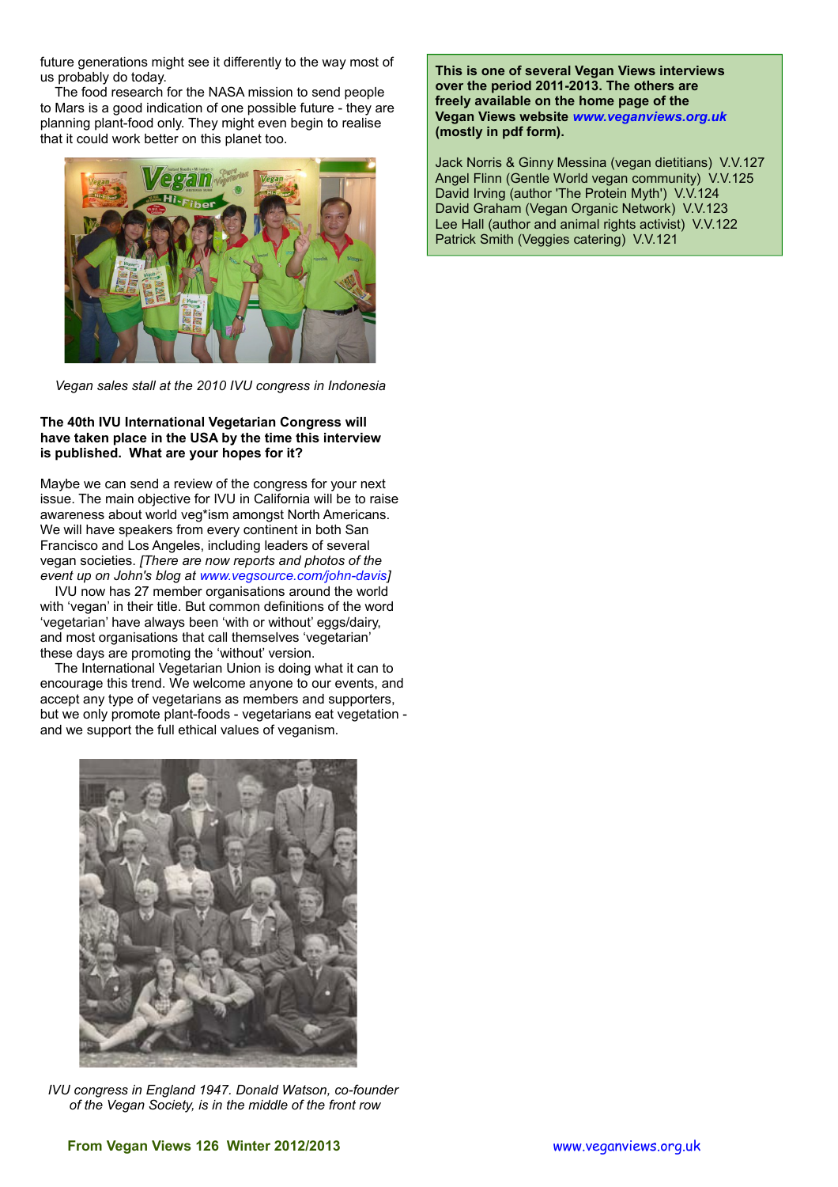future generations might see it differently to the way most of us probably do today.

The food research for the NASA mission to send people to Mars is a good indication of one possible future - they are planning plant-food only. They might even begin to realise that it could work better on this planet too.

*Vegan sales stall at the 2010 IVU congress in Indonesia*

**The 40th IVU International Vegetarian Congress will have taken place in the USA by the time this interview is published. What are your hopes for it?**

Maybe we can send a review of the congress for your next issue. The main objective for IVU in California will be to raise awareness about world veg*ism amongst North Americans. We will have speakers from every continent in both San Francisco and Los Angeles, including leaders of several vegan societies. *[There are now reports and photos of the event up on John's blog at www.vegsource.com/john-davis]*

IVU now has 27 member organisations around the world with 'vegan' in their title. But common definitions of the word 'vegetarian' have always been 'with or without' eggs/dairy, and most organisations that call themselves 'vegetarian' these days are promoting the 'without' version.

The International Vegetarian Union is doing what it can to encourage this trend. We welcome anyone to our events, and accept any type of vegetarians as members and supporters, but we only promote plant-foods - vegetarians eat vegetation - and we support the full ethical values of veganism.

*IVU congress in England 1947. Donald Watson, co-founder of the Vegan Society, is in the middle of the front row*

**This is one of several Vegan Views interviews over the period 2011-2013. The others are freely available on the home page of the Vegan Views website *www.veganviews.org.uk* (mostly in pdf form).**

Jack Norris & Ginny Messina (vegan dietitians) V.V.127
Angel Flinn (Gentle World vegan community) V.V.125
David Irving (author 'The Protein Myth') V.V.124
David Graham (Vegan Organic Network) V.V.123
Lee Hall (author and animal rights activist) V.V.122
Patrick Smith (Veggies catering) V.V.121

**From Vegan Views 126 Winter 2012/2013** www.veganviews.org.uk